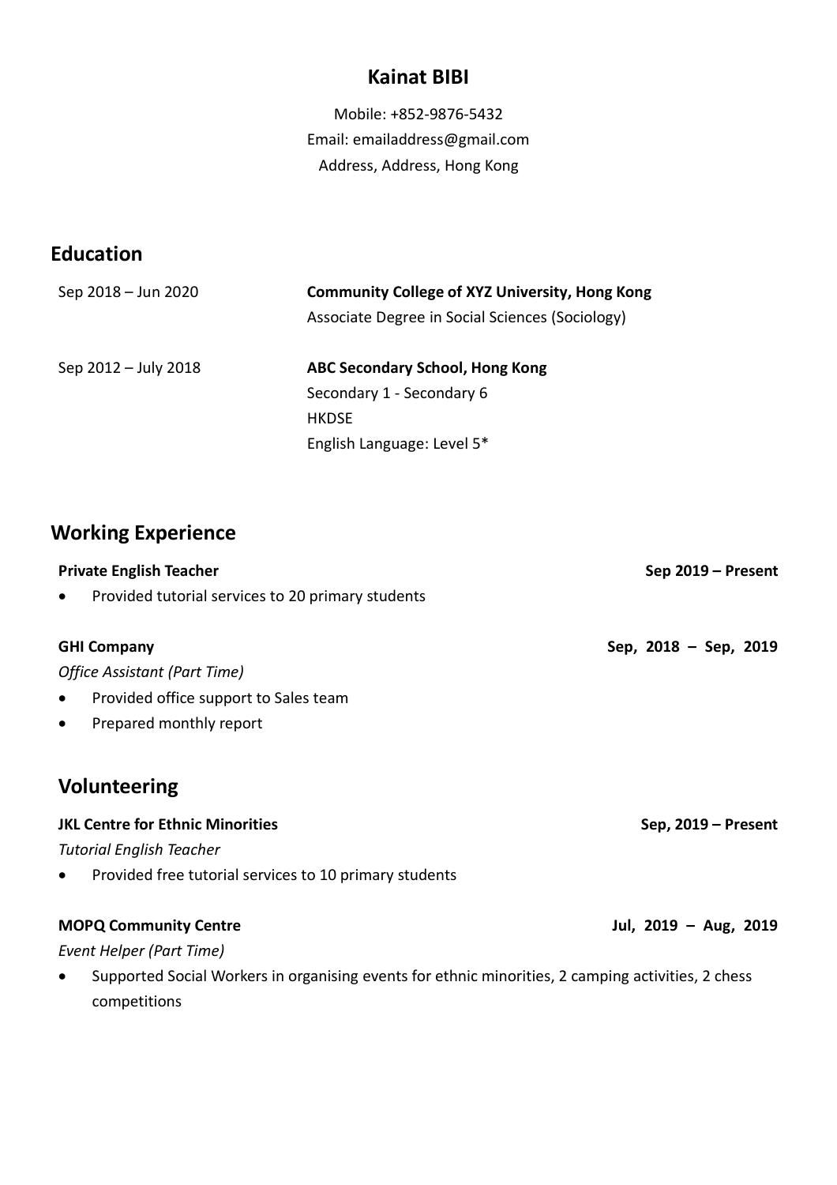# Kainat BIBI

Mobile: +852-9876-5432
Email: emailaddress@gmail.com
Address, Address, Hong Kong

## Education

Sep 2018 – Jun 2020 — **Community College of XYZ University, Hong Kong**
Associate Degree in Social Sciences (Sociology)

Sep 2012 – July 2018 — **ABC Secondary School, Hong Kong**
Secondary 1 - Secondary 6
HKDSE
English Language: Level 5*

## Working Experience

**Private English Teacher** — **Sep 2019 – Present**

- Provided tutorial services to 20 primary students

**GHI Company** — **Sep, 2018 – Sep, 2019**

*Office Assistant (Part Time)*

- Provided office support to Sales team
- Prepared monthly report

## Volunteering

**JKL Centre for Ethnic Minorities** — **Sep, 2019 – Present**

*Tutorial English Teacher*

- Provided free tutorial services to 10 primary students

**MOPQ Community Centre** — **Jul, 2019 – Aug, 2019**

*Event Helper (Part Time)*

- Supported Social Workers in organising events for ethnic minorities, 2 camping activities, 2 chess competitions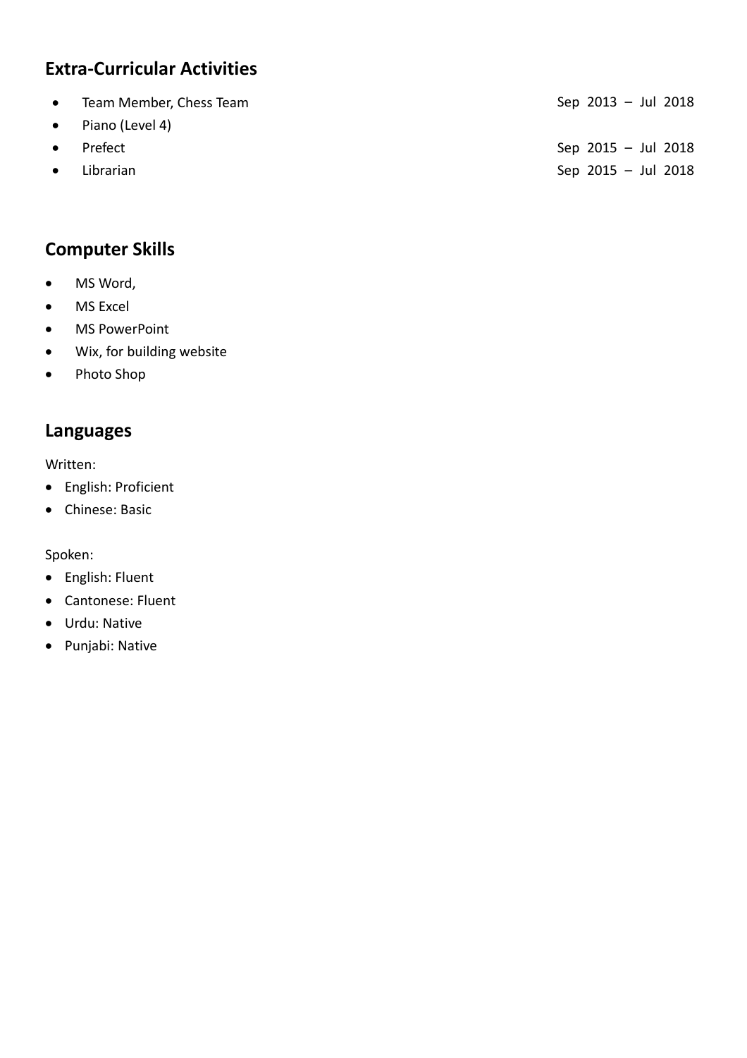## Extra-Curricular Activities

- Team Member, Chess Team Sep 2013 – Jul 2018
- Piano (Level 4)
- Prefect Sep 2015 – Jul 2018
- Librarian Sep 2015 – Jul 2018

## Computer Skills

- MS Word,
- MS Excel
- MS PowerPoint
- Wix, for building website
- Photo Shop

## Languages

Written:

- English: Proficient
- Chinese: Basic

Spoken:

- English: Fluent
- Cantonese: Fluent
- Urdu: Native
- Punjabi: Native